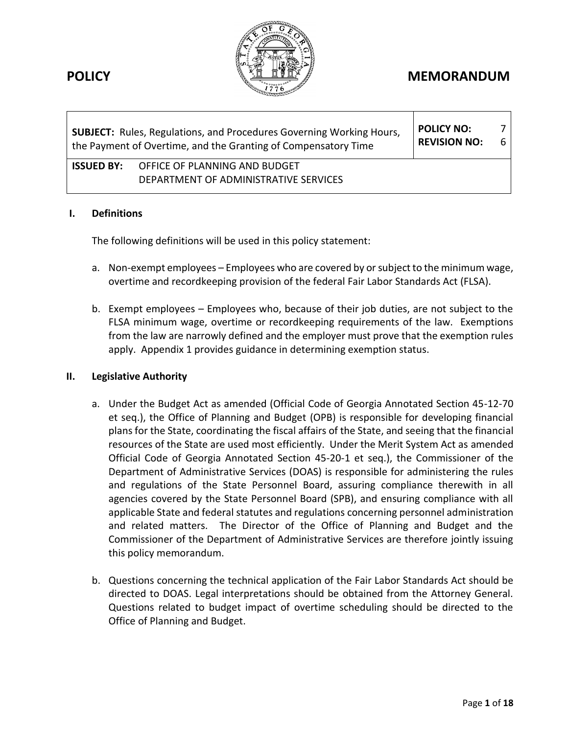**POLICY** **MEMORANDUM**

| **SUBJECT:** Rules, Regulations, and Procedures Governing Working Hours, the Payment of Overtime, and the Granting of Compensatory Time | **POLICY NO:** 7<br>**REVISION NO:** 6 |
|---|---|
| **ISSUED BY:** OFFICE OF PLANNING AND BUDGET<br>DEPARTMENT OF ADMINISTRATIVE SERVICES | |

## I. Definitions

The following definitions will be used in this policy statement:

a. Non-exempt employees – Employees who are covered by or subject to the minimum wage, overtime and recordkeeping provision of the federal Fair Labor Standards Act (FLSA).

b. Exempt employees – Employees who, because of their job duties, are not subject to the FLSA minimum wage, overtime or recordkeeping requirements of the law. Exemptions from the law are narrowly defined and the employer must prove that the exemption rules apply. Appendix 1 provides guidance in determining exemption status.

## II. Legislative Authority

a. Under the Budget Act as amended (Official Code of Georgia Annotated Section 45-12-70 et seq.), the Office of Planning and Budget (OPB) is responsible for developing financial plans for the State, coordinating the fiscal affairs of the State, and seeing that the financial resources of the State are used most efficiently. Under the Merit System Act as amended Official Code of Georgia Annotated Section 45-20-1 et seq.), the Commissioner of the Department of Administrative Services (DOAS) is responsible for administering the rules and regulations of the State Personnel Board, assuring compliance therewith in all agencies covered by the State Personnel Board (SPB), and ensuring compliance with all applicable State and federal statutes and regulations concerning personnel administration and related matters. The Director of the Office of Planning and Budget and the Commissioner of the Department of Administrative Services are therefore jointly issuing this policy memorandum.

b. Questions concerning the technical application of the Fair Labor Standards Act should be directed to DOAS. Legal interpretations should be obtained from the Attorney General. Questions related to budget impact of overtime scheduling should be directed to the Office of Planning and Budget.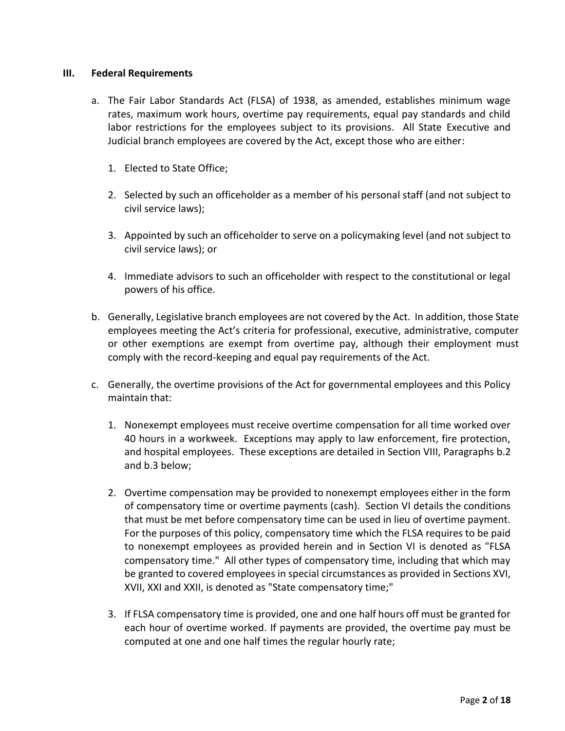## III. Federal Requirements

a. The Fair Labor Standards Act (FLSA) of 1938, as amended, establishes minimum wage rates, maximum work hours, overtime pay requirements, equal pay standards and child labor restrictions for the employees subject to its provisions. All State Executive and Judicial branch employees are covered by the Act, except those who are either:

   1. Elected to State Office;

   2. Selected by such an officeholder as a member of his personal staff (and not subject to civil service laws);

   3. Appointed by such an officeholder to serve on a policymaking level (and not subject to civil service laws); or

   4. Immediate advisors to such an officeholder with respect to the constitutional or legal powers of his office.

b. Generally, Legislative branch employees are not covered by the Act. In addition, those State employees meeting the Act's criteria for professional, executive, administrative, computer or other exemptions are exempt from overtime pay, although their employment must comply with the record-keeping and equal pay requirements of the Act.

c. Generally, the overtime provisions of the Act for governmental employees and this Policy maintain that:

   1. Nonexempt employees must receive overtime compensation for all time worked over 40 hours in a workweek. Exceptions may apply to law enforcement, fire protection, and hospital employees. These exceptions are detailed in Section VIII, Paragraphs b.2 and b.3 below;

   2. Overtime compensation may be provided to nonexempt employees either in the form of compensatory time or overtime payments (cash). Section VI details the conditions that must be met before compensatory time can be used in lieu of overtime payment. For the purposes of this policy, compensatory time which the FLSA requires to be paid to nonexempt employees as provided herein and in Section VI is denoted as "FLSA compensatory time." All other types of compensatory time, including that which may be granted to covered employees in special circumstances as provided in Sections XVI, XVII, XXI and XXII, is denoted as "State compensatory time;"

   3. If FLSA compensatory time is provided, one and one half hours off must be granted for each hour of overtime worked. If payments are provided, the overtime pay must be computed at one and one half times the regular hourly rate;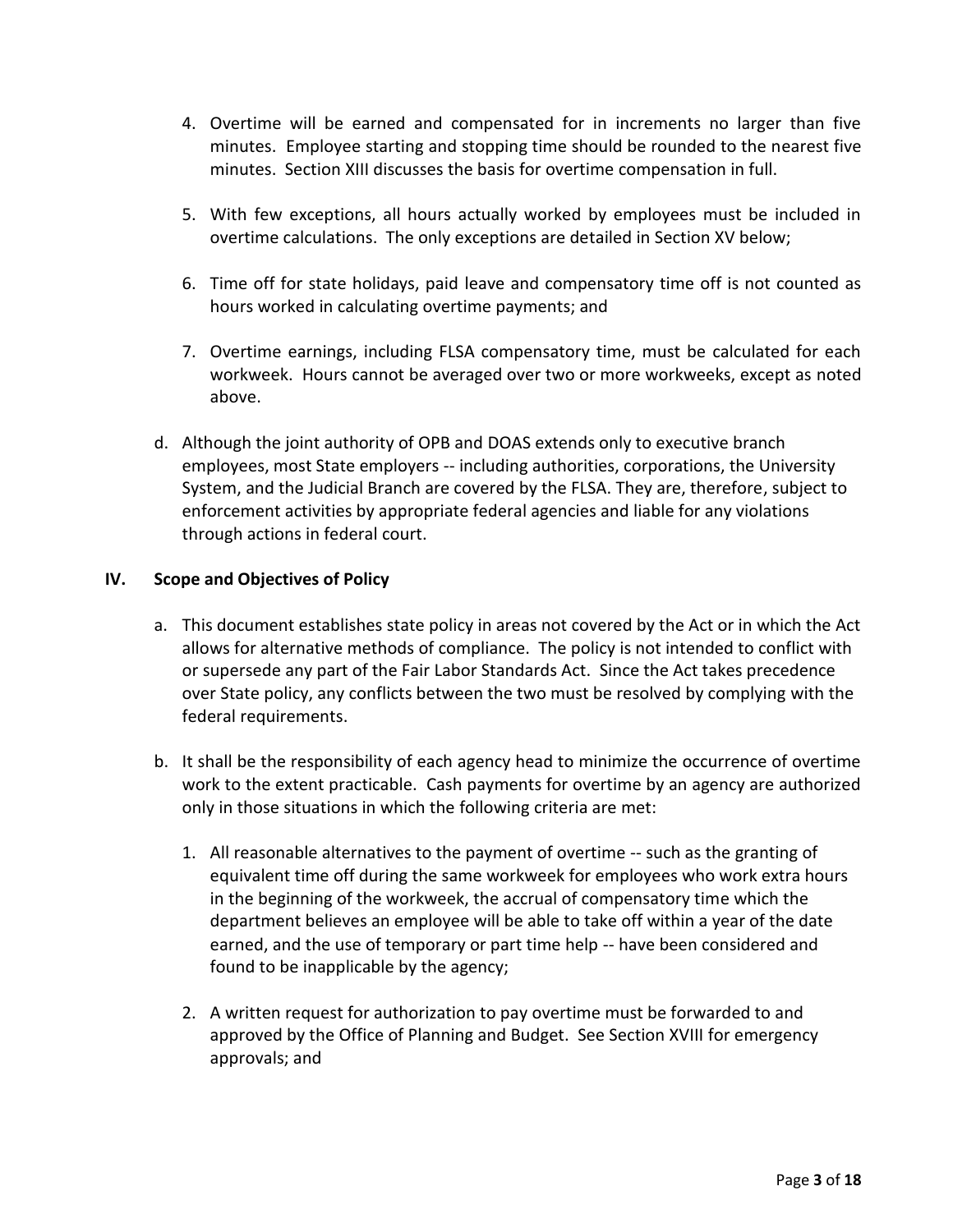4. Overtime will be earned and compensated for in increments no larger than five minutes. Employee starting and stopping time should be rounded to the nearest five minutes. Section XIII discusses the basis for overtime compensation in full.

5. With few exceptions, all hours actually worked by employees must be included in overtime calculations. The only exceptions are detailed in Section XV below;

6. Time off for state holidays, paid leave and compensatory time off is not counted as hours worked in calculating overtime payments; and

7. Overtime earnings, including FLSA compensatory time, must be calculated for each workweek. Hours cannot be averaged over two or more workweeks, except as noted above.

d. Although the joint authority of OPB and DOAS extends only to executive branch employees, most State employers -- including authorities, corporations, the University System, and the Judicial Branch are covered by the FLSA. They are, therefore, subject to enforcement activities by appropriate federal agencies and liable for any violations through actions in federal court.

## IV. Scope and Objectives of Policy

a. This document establishes state policy in areas not covered by the Act or in which the Act allows for alternative methods of compliance. The policy is not intended to conflict with or supersede any part of the Fair Labor Standards Act. Since the Act takes precedence over State policy, any conflicts between the two must be resolved by complying with the federal requirements.

b. It shall be the responsibility of each agency head to minimize the occurrence of overtime work to the extent practicable. Cash payments for overtime by an agency are authorized only in those situations in which the following criteria are met:

   1. All reasonable alternatives to the payment of overtime -- such as the granting of equivalent time off during the same workweek for employees who work extra hours in the beginning of the workweek, the accrual of compensatory time which the department believes an employee will be able to take off within a year of the date earned, and the use of temporary or part time help -- have been considered and found to be inapplicable by the agency;

   2. A written request for authorization to pay overtime must be forwarded to and approved by the Office of Planning and Budget. See Section XVIII for emergency approvals; and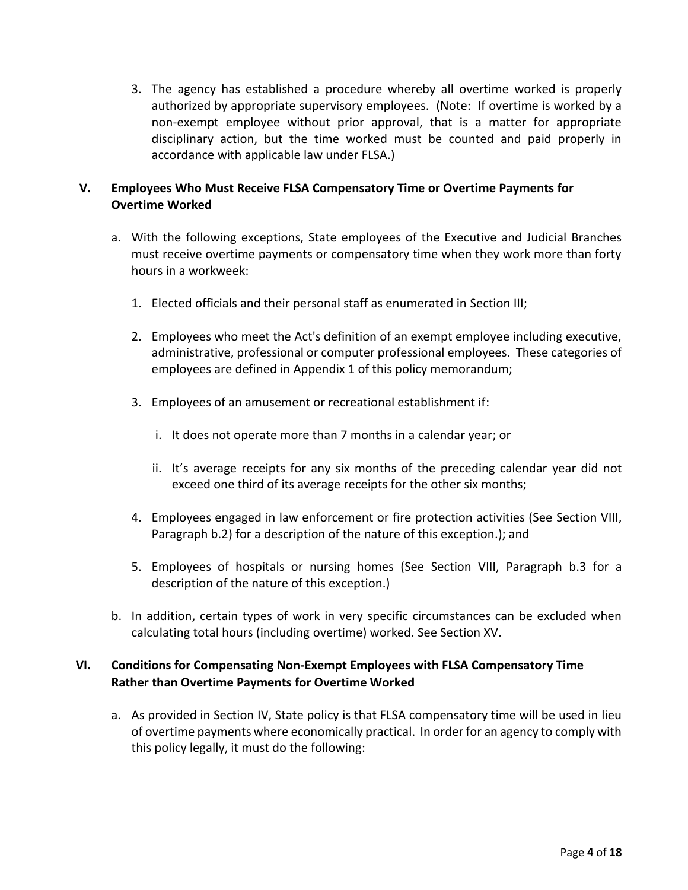3. The agency has established a procedure whereby all overtime worked is properly authorized by appropriate supervisory employees. (Note: If overtime is worked by a non-exempt employee without prior approval, that is a matter for appropriate disciplinary action, but the time worked must be counted and paid properly in accordance with applicable law under FLSA.)

## V. Employees Who Must Receive FLSA Compensatory Time or Overtime Payments for Overtime Worked

a. With the following exceptions, State employees of the Executive and Judicial Branches must receive overtime payments or compensatory time when they work more than forty hours in a workweek:

   1. Elected officials and their personal staff as enumerated in Section III;

   2. Employees who meet the Act's definition of an exempt employee including executive, administrative, professional or computer professional employees. These categories of employees are defined in Appendix 1 of this policy memorandum;

   3. Employees of an amusement or recreational establishment if:

      i. It does not operate more than 7 months in a calendar year; or

      ii. It's average receipts for any six months of the preceding calendar year did not exceed one third of its average receipts for the other six months;

   4. Employees engaged in law enforcement or fire protection activities (See Section VIII, Paragraph b.2) for a description of the nature of this exception.); and

   5. Employees of hospitals or nursing homes (See Section VIII, Paragraph b.3 for a description of the nature of this exception.)

b. In addition, certain types of work in very specific circumstances can be excluded when calculating total hours (including overtime) worked. See Section XV.

## VI. Conditions for Compensating Non-Exempt Employees with FLSA Compensatory Time Rather than Overtime Payments for Overtime Worked

a. As provided in Section IV, State policy is that FLSA compensatory time will be used in lieu of overtime payments where economically practical. In order for an agency to comply with this policy legally, it must do the following: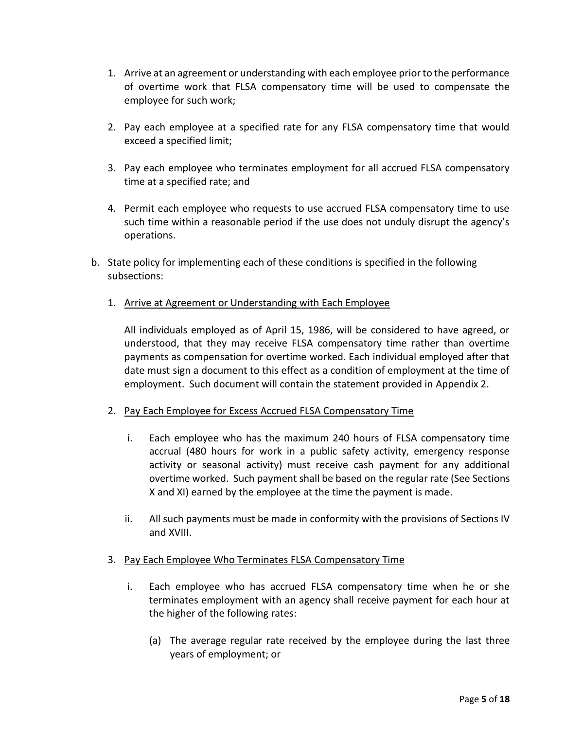1. Arrive at an agreement or understanding with each employee prior to the performance of overtime work that FLSA compensatory time will be used to compensate the employee for such work;

2. Pay each employee at a specified rate for any FLSA compensatory time that would exceed a specified limit;

3. Pay each employee who terminates employment for all accrued FLSA compensatory time at a specified rate; and

4. Permit each employee who requests to use accrued FLSA compensatory time to use such time within a reasonable period if the use does not unduly disrupt the agency's operations.

b. State policy for implementing each of these conditions is specified in the following subsections:

   1. <u>Arrive at Agreement or Understanding with Each Employee</u>

      All individuals employed as of April 15, 1986, will be considered to have agreed, or understood, that they may receive FLSA compensatory time rather than overtime payments as compensation for overtime worked. Each individual employed after that date must sign a document to this effect as a condition of employment at the time of employment. Such document will contain the statement provided in Appendix 2.

   2. <u>Pay Each Employee for Excess Accrued FLSA Compensatory Time</u>

      i. Each employee who has the maximum 240 hours of FLSA compensatory time accrual (480 hours for work in a public safety activity, emergency response activity or seasonal activity) must receive cash payment for any additional overtime worked. Such payment shall be based on the regular rate (See Sections X and XI) earned by the employee at the time the payment is made.

      ii. All such payments must be made in conformity with the provisions of Sections IV and XVIII.

   3. <u>Pay Each Employee Who Terminates FLSA Compensatory Time</u>

      i. Each employee who has accrued FLSA compensatory time when he or she terminates employment with an agency shall receive payment for each hour at the higher of the following rates:

         (a) The average regular rate received by the employee during the last three years of employment; or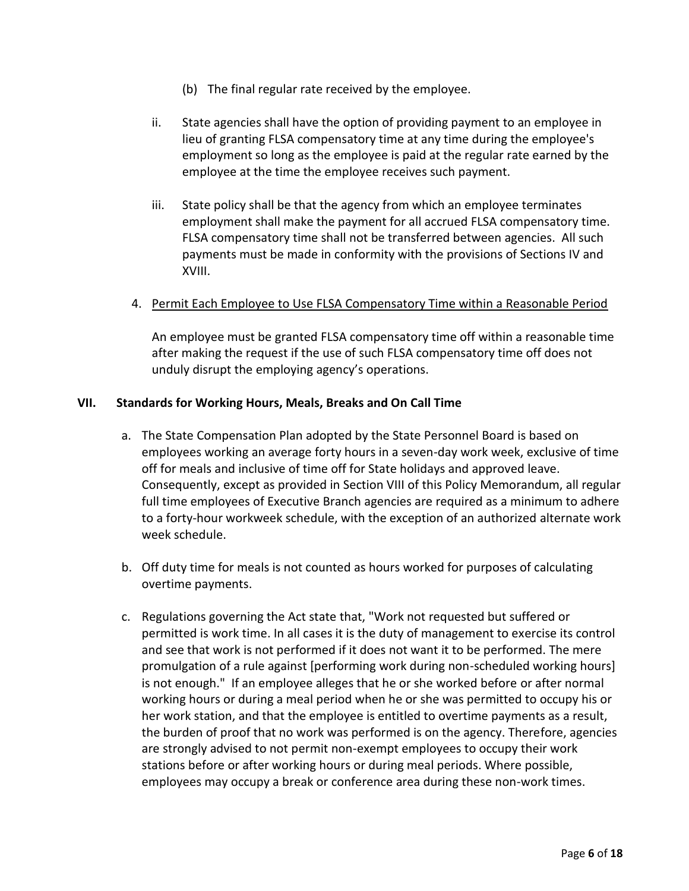(b) The final regular rate received by the employee.

ii. State agencies shall have the option of providing payment to an employee in lieu of granting FLSA compensatory time at any time during the employee's employment so long as the employee is paid at the regular rate earned by the employee at the time the employee receives such payment.

iii. State policy shall be that the agency from which an employee terminates employment shall make the payment for all accrued FLSA compensatory time. FLSA compensatory time shall not be transferred between agencies. All such payments must be made in conformity with the provisions of Sections IV and XVIII.

4. Permit Each Employee to Use FLSA Compensatory Time within a Reasonable Period

An employee must be granted FLSA compensatory time off within a reasonable time after making the request if the use of such FLSA compensatory time off does not unduly disrupt the employing agency's operations.

## VII. Standards for Working Hours, Meals, Breaks and On Call Time

a. The State Compensation Plan adopted by the State Personnel Board is based on employees working an average forty hours in a seven-day work week, exclusive of time off for meals and inclusive of time off for State holidays and approved leave. Consequently, except as provided in Section VIII of this Policy Memorandum, all regular full time employees of Executive Branch agencies are required as a minimum to adhere to a forty-hour workweek schedule, with the exception of an authorized alternate work week schedule.

b. Off duty time for meals is not counted as hours worked for purposes of calculating overtime payments.

c. Regulations governing the Act state that, "Work not requested but suffered or permitted is work time. In all cases it is the duty of management to exercise its control and see that work is not performed if it does not want it to be performed. The mere promulgation of a rule against [performing work during non-scheduled working hours] is not enough." If an employee alleges that he or she worked before or after normal working hours or during a meal period when he or she was permitted to occupy his or her work station, and that the employee is entitled to overtime payments as a result, the burden of proof that no work was performed is on the agency. Therefore, agencies are strongly advised to not permit non-exempt employees to occupy their work stations before or after working hours or during meal periods. Where possible, employees may occupy a break or conference area during these non-work times.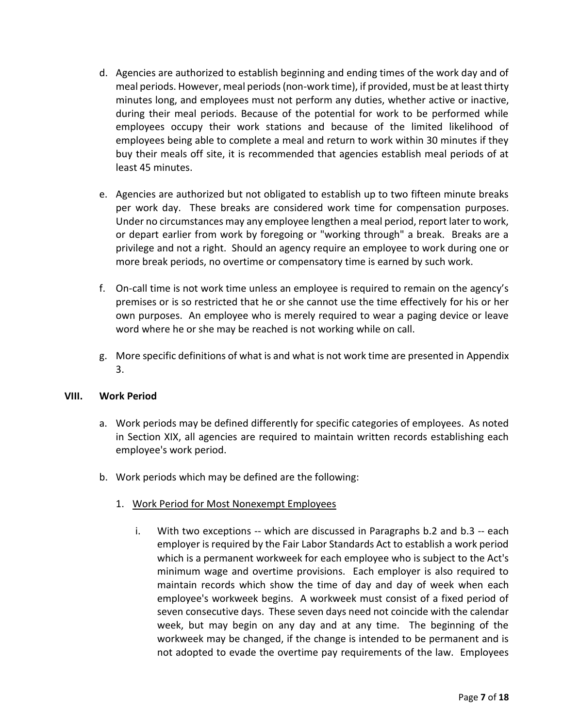d. Agencies are authorized to establish beginning and ending times of the work day and of meal periods. However, meal periods (non-work time), if provided, must be at least thirty minutes long, and employees must not perform any duties, whether active or inactive, during their meal periods. Because of the potential for work to be performed while employees occupy their work stations and because of the limited likelihood of employees being able to complete a meal and return to work within 30 minutes if they buy their meals off site, it is recommended that agencies establish meal periods of at least 45 minutes.

e. Agencies are authorized but not obligated to establish up to two fifteen minute breaks per work day. These breaks are considered work time for compensation purposes. Under no circumstances may any employee lengthen a meal period, report later to work, or depart earlier from work by foregoing or "working through" a break. Breaks are a privilege and not a right. Should an agency require an employee to work during one or more break periods, no overtime or compensatory time is earned by such work.

f. On-call time is not work time unless an employee is required to remain on the agency's premises or is so restricted that he or she cannot use the time effectively for his or her own purposes. An employee who is merely required to wear a paging device or leave word where he or she may be reached is not working while on call.

g. More specific definitions of what is and what is not work time are presented in Appendix 3.

## VIII. Work Period

a. Work periods may be defined differently for specific categories of employees. As noted in Section XIX, all agencies are required to maintain written records establishing each employee's work period.

b. Work periods which may be defined are the following:

1. Work Period for Most Nonexempt Employees

   i. With two exceptions -- which are discussed in Paragraphs b.2 and b.3 -- each employer is required by the Fair Labor Standards Act to establish a work period which is a permanent workweek for each employee who is subject to the Act's minimum wage and overtime provisions. Each employer is also required to maintain records which show the time of day and day of week when each employee's workweek begins. A workweek must consist of a fixed period of seven consecutive days. These seven days need not coincide with the calendar week, but may begin on any day and at any time. The beginning of the workweek may be changed, if the change is intended to be permanent and is not adopted to evade the overtime pay requirements of the law. Employees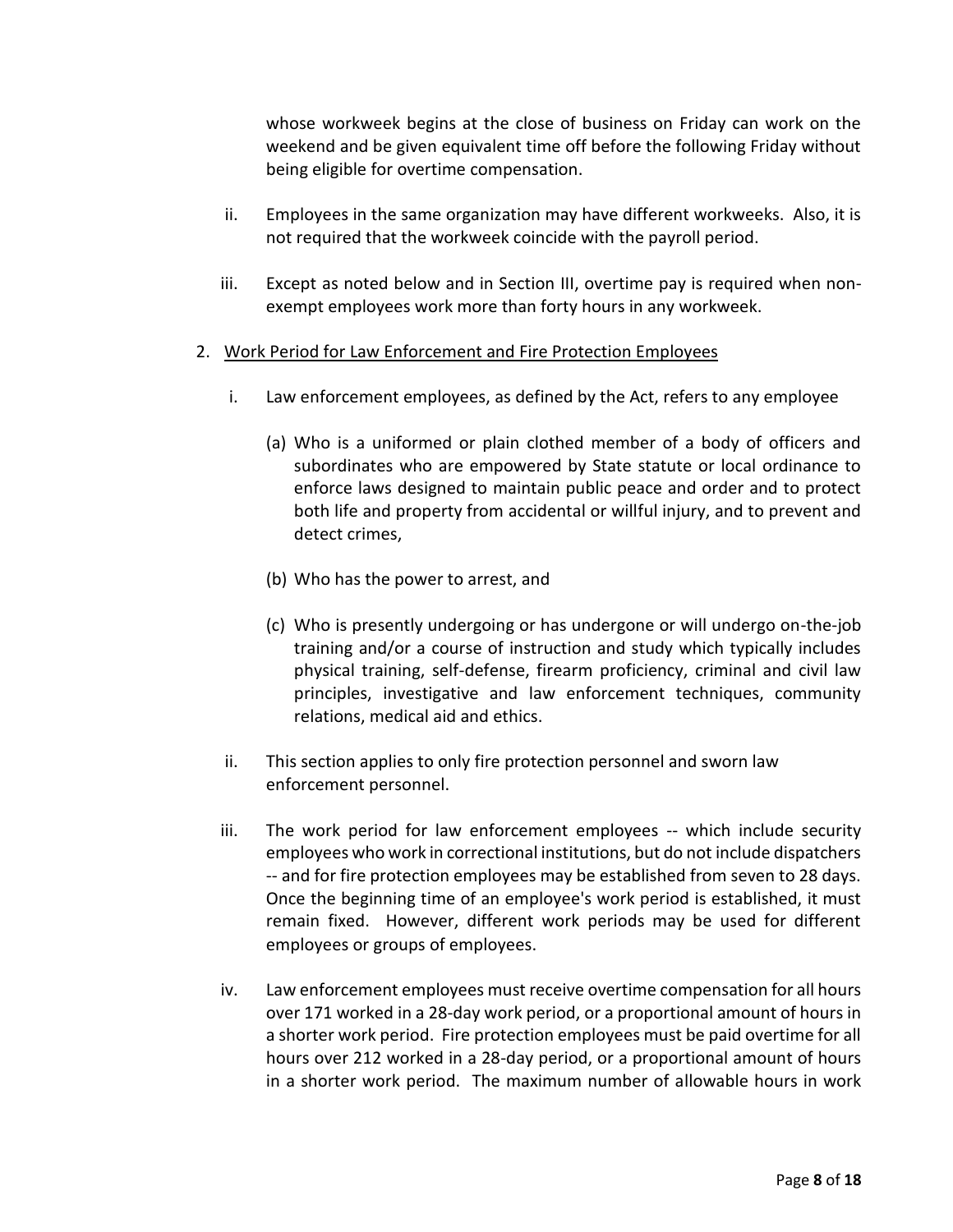whose workweek begins at the close of business on Friday can work on the weekend and be given equivalent time off before the following Friday without being eligible for overtime compensation.

ii. Employees in the same organization may have different workweeks. Also, it is not required that the workweek coincide with the payroll period.

iii. Except as noted below and in Section III, overtime pay is required when non-exempt employees work more than forty hours in any workweek.

2. Work Period for Law Enforcement and Fire Protection Employees

   i. Law enforcement employees, as defined by the Act, refers to any employee

      (a) Who is a uniformed or plain clothed member of a body of officers and subordinates who are empowered by State statute or local ordinance to enforce laws designed to maintain public peace and order and to protect both life and property from accidental or willful injury, and to prevent and detect crimes,

      (b) Who has the power to arrest, and

      (c) Who is presently undergoing or has undergone or will undergo on-the-job training and/or a course of instruction and study which typically includes physical training, self-defense, firearm proficiency, criminal and civil law principles, investigative and law enforcement techniques, community relations, medical aid and ethics.

   ii. This section applies to only fire protection personnel and sworn law enforcement personnel.

   iii. The work period for law enforcement employees -- which include security employees who work in correctional institutions, but do not include dispatchers -- and for fire protection employees may be established from seven to 28 days. Once the beginning time of an employee's work period is established, it must remain fixed. However, different work periods may be used for different employees or groups of employees.

   iv. Law enforcement employees must receive overtime compensation for all hours over 171 worked in a 28-day work period, or a proportional amount of hours in a shorter work period. Fire protection employees must be paid overtime for all hours over 212 worked in a 28-day period, or a proportional amount of hours in a shorter work period. The maximum number of allowable hours in work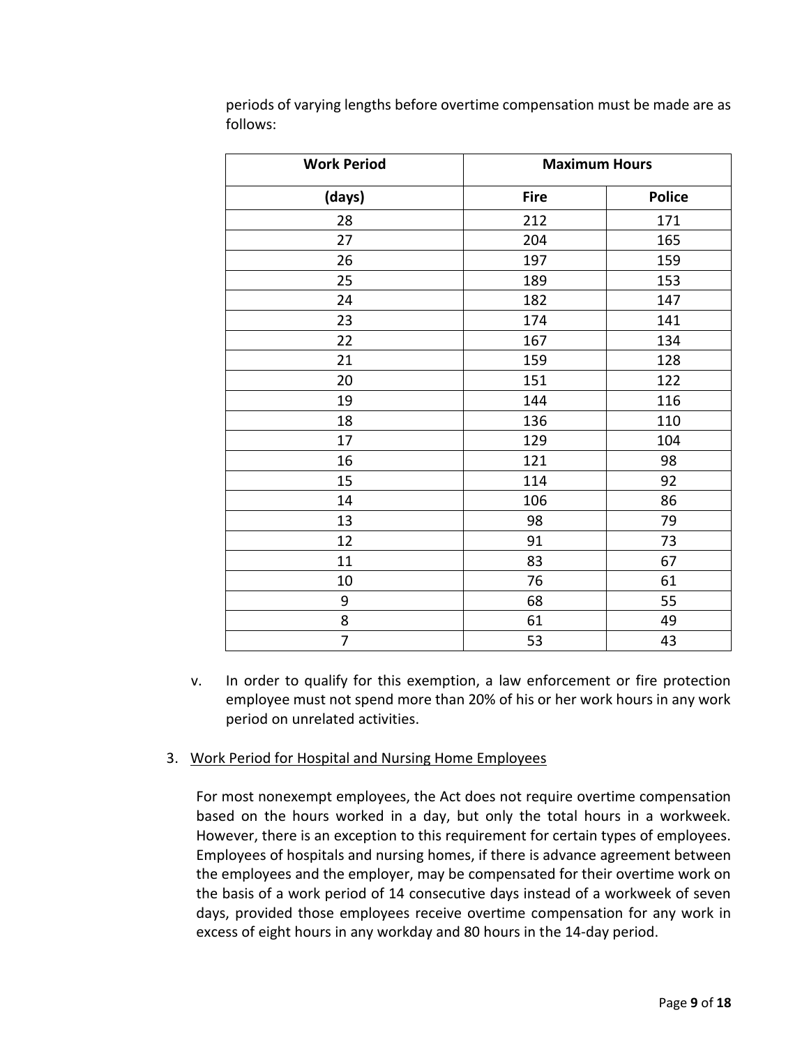periods of varying lengths before overtime compensation must be made are as follows:

| Work Period | Maximum Hours | |
|---|---|---|
| (days) | Fire | Police |
| 28 | 212 | 171 |
| 27 | 204 | 165 |
| 26 | 197 | 159 |
| 25 | 189 | 153 |
| 24 | 182 | 147 |
| 23 | 174 | 141 |
| 22 | 167 | 134 |
| 21 | 159 | 128 |
| 20 | 151 | 122 |
| 19 | 144 | 116 |
| 18 | 136 | 110 |
| 17 | 129 | 104 |
| 16 | 121 | 98 |
| 15 | 114 | 92 |
| 14 | 106 | 86 |
| 13 | 98 | 79 |
| 12 | 91 | 73 |
| 11 | 83 | 67 |
| 10 | 76 | 61 |
| 9 | 68 | 55 |
| 8 | 61 | 49 |
| 7 | 53 | 43 |

v. In order to qualify for this exemption, a law enforcement or fire protection employee must not spend more than 20% of his or her work hours in any work period on unrelated activities.

3. Work Period for Hospital and Nursing Home Employees

For most nonexempt employees, the Act does not require overtime compensation based on the hours worked in a day, but only the total hours in a workweek. However, there is an exception to this requirement for certain types of employees. Employees of hospitals and nursing homes, if there is advance agreement between the employees and the employer, may be compensated for their overtime work on the basis of a work period of 14 consecutive days instead of a workweek of seven days, provided those employees receive overtime compensation for any work in excess of eight hours in any workday and 80 hours in the 14-day period.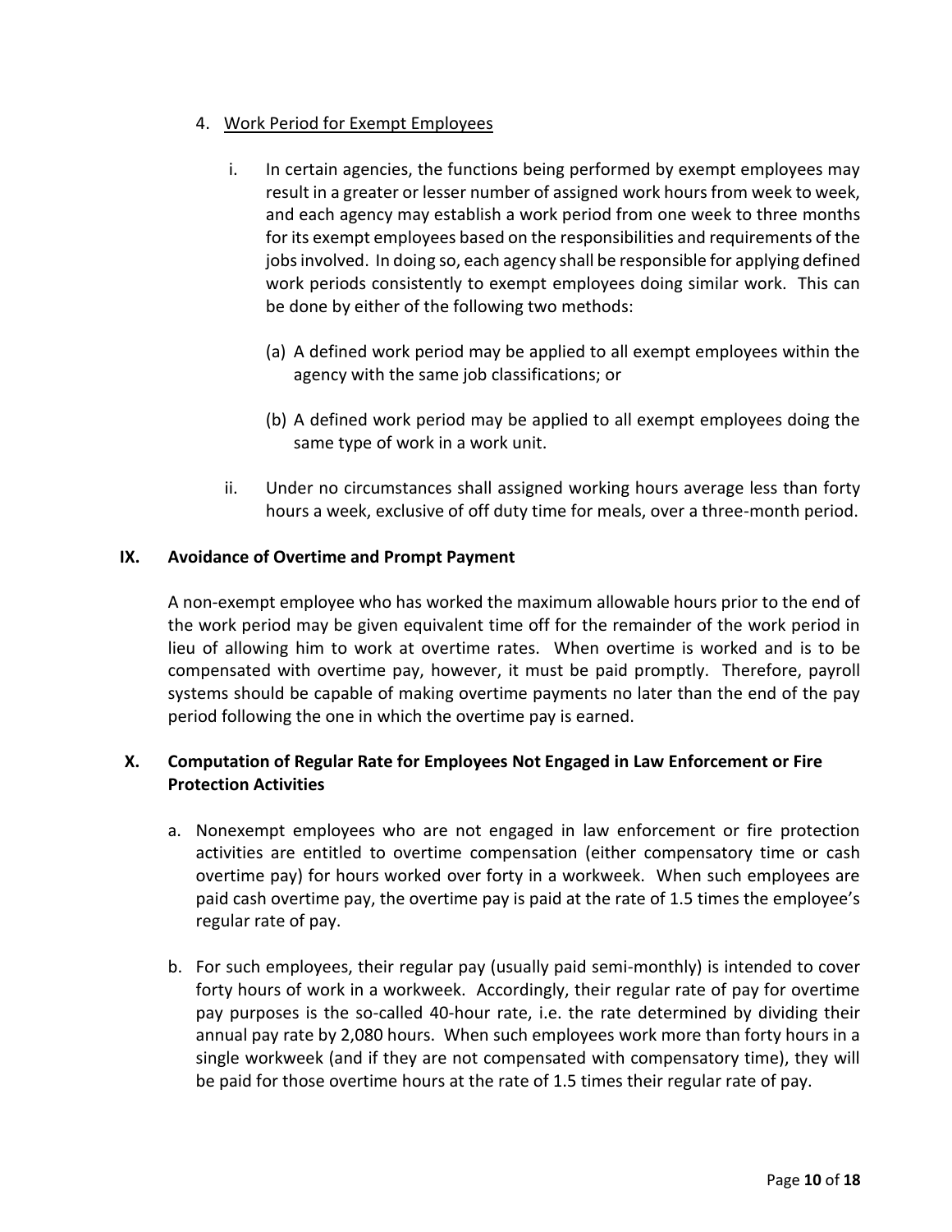4. <u>Work Period for Exempt Employees</u>

   i. In certain agencies, the functions being performed by exempt employees may result in a greater or lesser number of assigned work hours from week to week, and each agency may establish a work period from one week to three months for its exempt employees based on the responsibilities and requirements of the jobs involved. In doing so, each agency shall be responsible for applying defined work periods consistently to exempt employees doing similar work. This can be done by either of the following two methods:

      (a) A defined work period may be applied to all exempt employees within the agency with the same job classifications; or

      (b) A defined work period may be applied to all exempt employees doing the same type of work in a work unit.

   ii. Under no circumstances shall assigned working hours average less than forty hours a week, exclusive of off duty time for meals, over a three-month period.

## IX. Avoidance of Overtime and Prompt Payment

A non-exempt employee who has worked the maximum allowable hours prior to the end of the work period may be given equivalent time off for the remainder of the work period in lieu of allowing him to work at overtime rates. When overtime is worked and is to be compensated with overtime pay, however, it must be paid promptly. Therefore, payroll systems should be capable of making overtime payments no later than the end of the pay period following the one in which the overtime pay is earned.

## X. Computation of Regular Rate for Employees Not Engaged in Law Enforcement or Fire Protection Activities

a. Nonexempt employees who are not engaged in law enforcement or fire protection activities are entitled to overtime compensation (either compensatory time or cash overtime pay) for hours worked over forty in a workweek. When such employees are paid cash overtime pay, the overtime pay is paid at the rate of 1.5 times the employee's regular rate of pay.

b. For such employees, their regular pay (usually paid semi-monthly) is intended to cover forty hours of work in a workweek. Accordingly, their regular rate of pay for overtime pay purposes is the so-called 40-hour rate, i.e. the rate determined by dividing their annual pay rate by 2,080 hours. When such employees work more than forty hours in a single workweek (and if they are not compensated with compensatory time), they will be paid for those overtime hours at the rate of 1.5 times their regular rate of pay.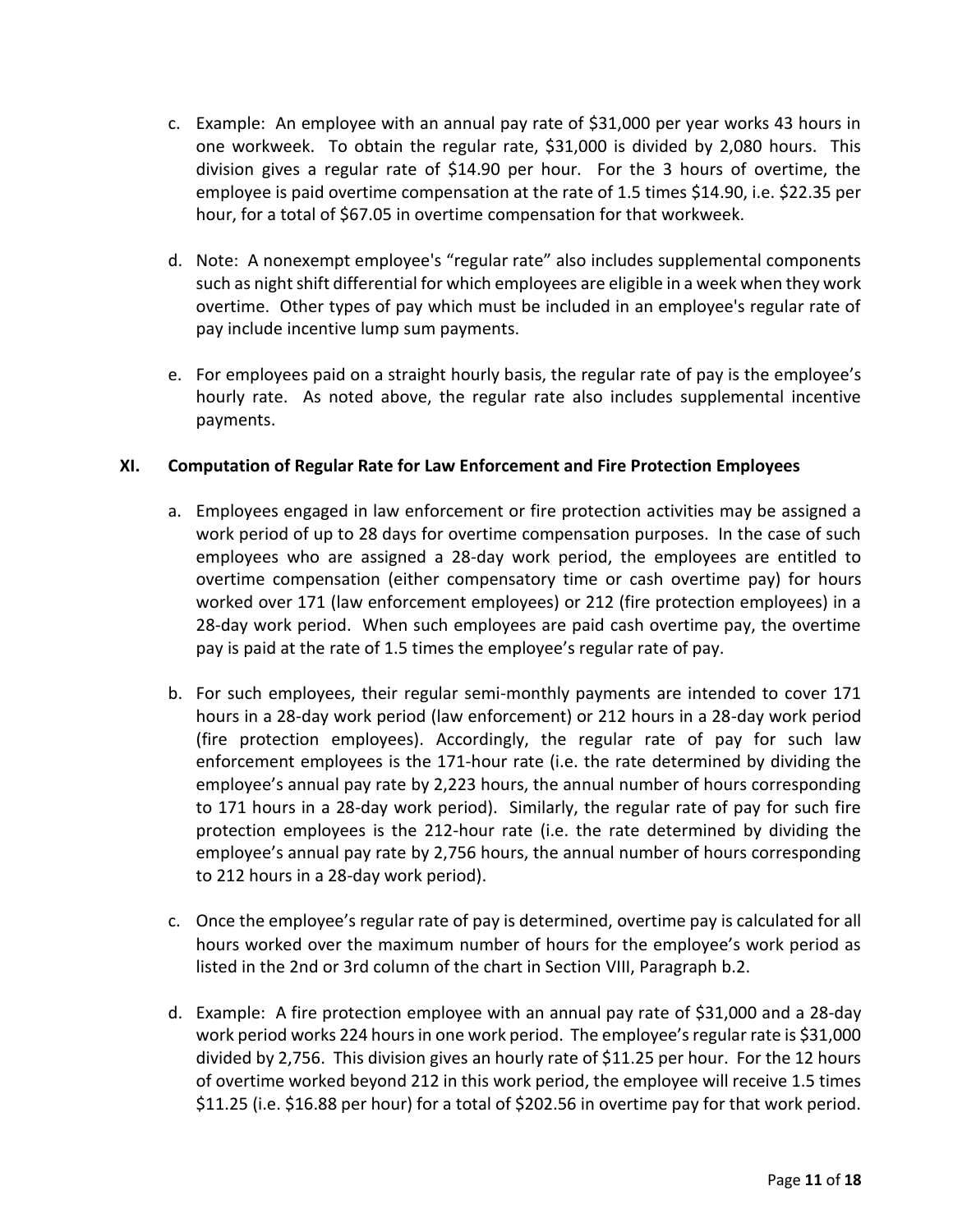c. Example: An employee with an annual pay rate of $31,000 per year works 43 hours in one workweek. To obtain the regular rate, $31,000 is divided by 2,080 hours. This division gives a regular rate of $14.90 per hour. For the 3 hours of overtime, the employee is paid overtime compensation at the rate of 1.5 times $14.90, i.e. $22.35 per hour, for a total of $67.05 in overtime compensation for that workweek.

d. Note: A nonexempt employee's "regular rate" also includes supplemental components such as night shift differential for which employees are eligible in a week when they work overtime. Other types of pay which must be included in an employee's regular rate of pay include incentive lump sum payments.

e. For employees paid on a straight hourly basis, the regular rate of pay is the employee's hourly rate. As noted above, the regular rate also includes supplemental incentive payments.

## XI. Computation of Regular Rate for Law Enforcement and Fire Protection Employees

a. Employees engaged in law enforcement or fire protection activities may be assigned a work period of up to 28 days for overtime compensation purposes. In the case of such employees who are assigned a 28-day work period, the employees are entitled to overtime compensation (either compensatory time or cash overtime pay) for hours worked over 171 (law enforcement employees) or 212 (fire protection employees) in a 28-day work period. When such employees are paid cash overtime pay, the overtime pay is paid at the rate of 1.5 times the employee's regular rate of pay.

b. For such employees, their regular semi-monthly payments are intended to cover 171 hours in a 28-day work period (law enforcement) or 212 hours in a 28-day work period (fire protection employees). Accordingly, the regular rate of pay for such law enforcement employees is the 171-hour rate (i.e. the rate determined by dividing the employee's annual pay rate by 2,223 hours, the annual number of hours corresponding to 171 hours in a 28-day work period). Similarly, the regular rate of pay for such fire protection employees is the 212-hour rate (i.e. the rate determined by dividing the employee's annual pay rate by 2,756 hours, the annual number of hours corresponding to 212 hours in a 28-day work period).

c. Once the employee's regular rate of pay is determined, overtime pay is calculated for all hours worked over the maximum number of hours for the employee's work period as listed in the 2nd or 3rd column of the chart in Section VIII, Paragraph b.2.

d. Example: A fire protection employee with an annual pay rate of $31,000 and a 28-day work period works 224 hours in one work period. The employee's regular rate is $31,000 divided by 2,756. This division gives an hourly rate of $11.25 per hour. For the 12 hours of overtime worked beyond 212 in this work period, the employee will receive 1.5 times $11.25 (i.e. $16.88 per hour) for a total of $202.56 in overtime pay for that work period.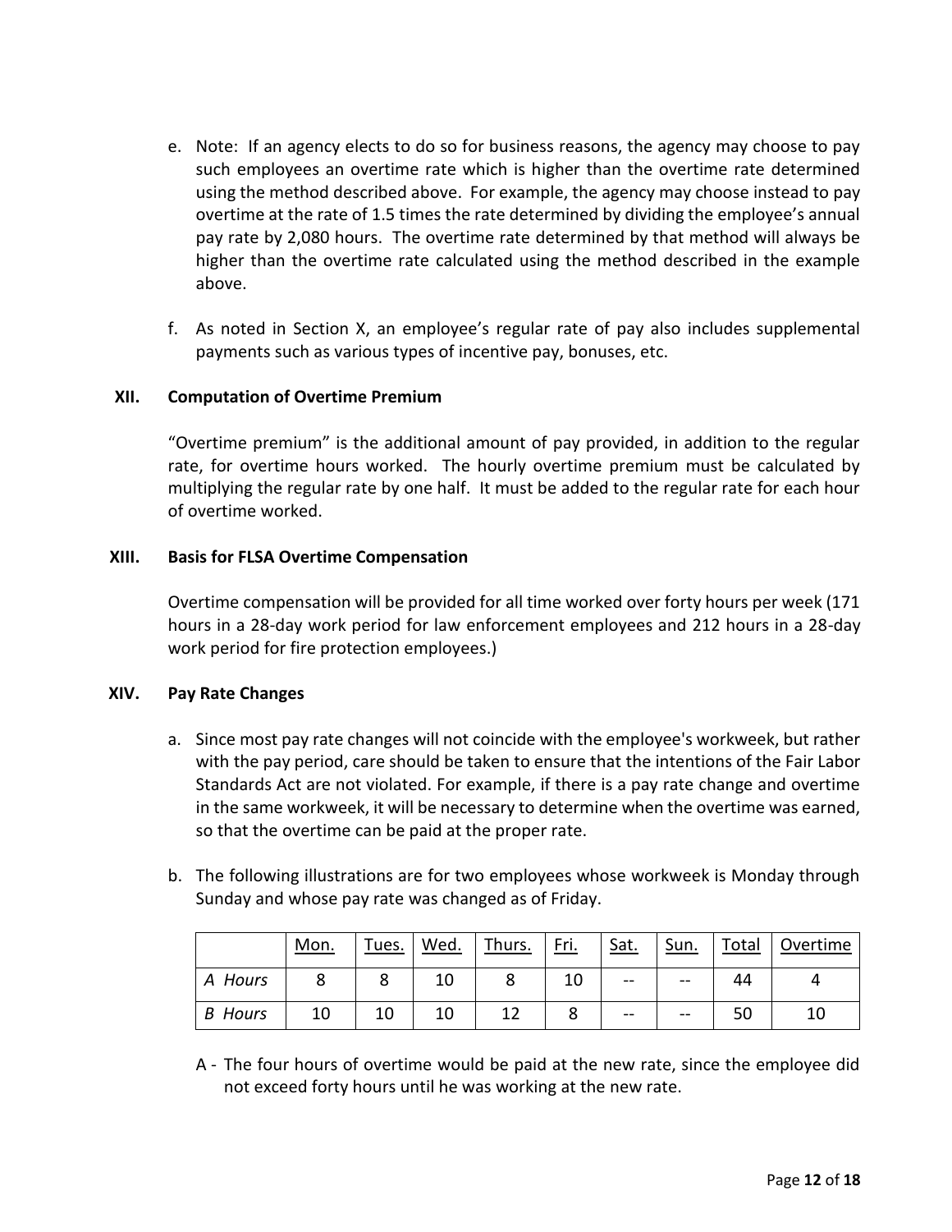e. Note: If an agency elects to do so for business reasons, the agency may choose to pay such employees an overtime rate which is higher than the overtime rate determined using the method described above. For example, the agency may choose instead to pay overtime at the rate of 1.5 times the rate determined by dividing the employee's annual pay rate by 2,080 hours. The overtime rate determined by that method will always be higher than the overtime rate calculated using the method described in the example above.

f. As noted in Section X, an employee's regular rate of pay also includes supplemental payments such as various types of incentive pay, bonuses, etc.

## XII. Computation of Overtime Premium

"Overtime premium" is the additional amount of pay provided, in addition to the regular rate, for overtime hours worked. The hourly overtime premium must be calculated by multiplying the regular rate by one half. It must be added to the regular rate for each hour of overtime worked.

## XIII. Basis for FLSA Overtime Compensation

Overtime compensation will be provided for all time worked over forty hours per week (171 hours in a 28-day work period for law enforcement employees and 212 hours in a 28-day work period for fire protection employees.)

## XIV. Pay Rate Changes

a. Since most pay rate changes will not coincide with the employee's workweek, but rather with the pay period, care should be taken to ensure that the intentions of the Fair Labor Standards Act are not violated. For example, if there is a pay rate change and overtime in the same workweek, it will be necessary to determine when the overtime was earned, so that the overtime can be paid at the proper rate.

b. The following illustrations are for two employees whose workweek is Monday through Sunday and whose pay rate was changed as of Friday.

| | Mon. | Tues. | Wed. | Thurs. | Fri. | Sat. | Sun. | Total | Overtime |
|---|---|---|---|---|---|---|---|---|---|
| *A Hours* | 8 | 8 | 10 | 8 | 10 | -- | -- | 44 | 4 |
| *B Hours* | 10 | 10 | 10 | 12 | 8 | -- | -- | 50 | 10 |

A - The four hours of overtime would be paid at the new rate, since the employee did not exceed forty hours until he was working at the new rate.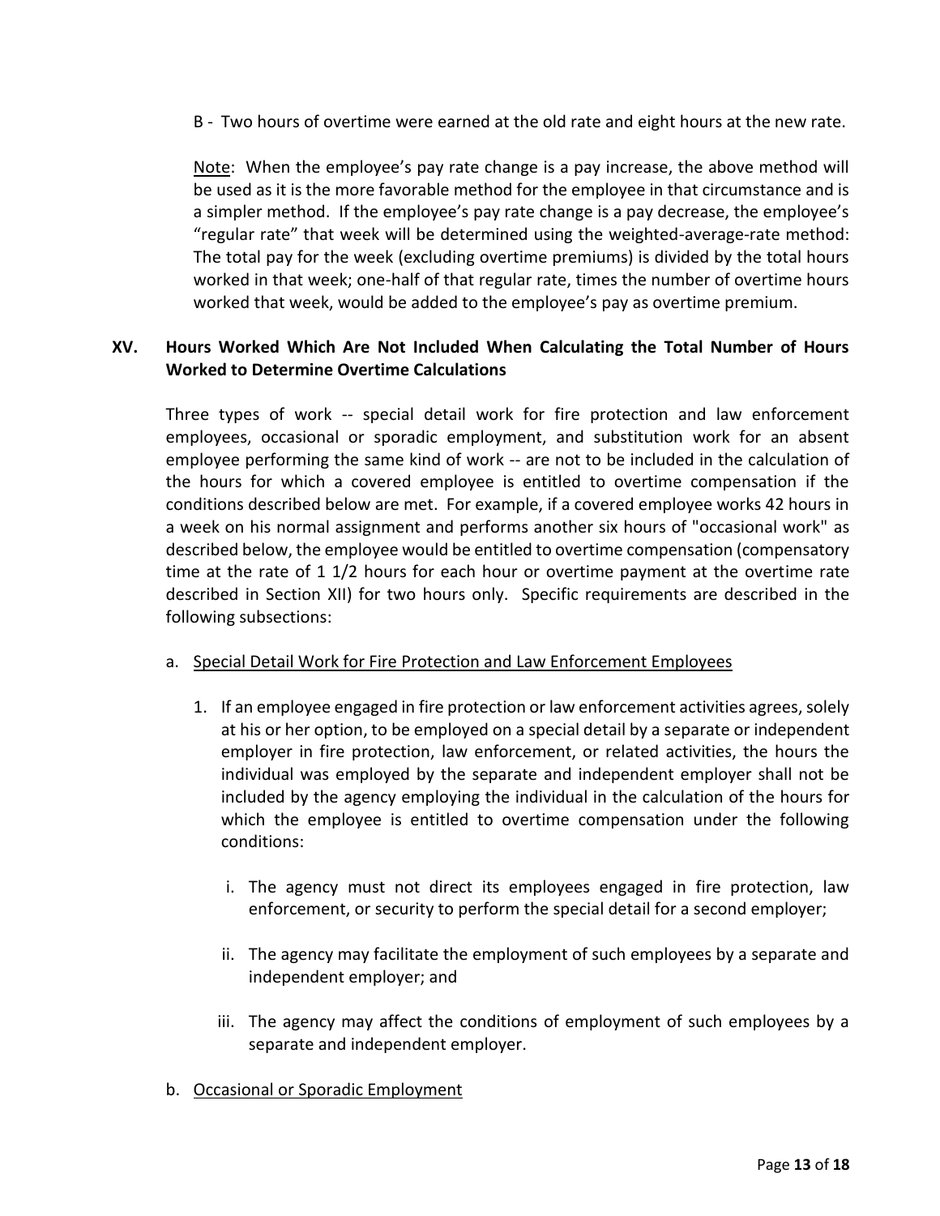B - Two hours of overtime were earned at the old rate and eight hours at the new rate.

Note: When the employee's pay rate change is a pay increase, the above method will be used as it is the more favorable method for the employee in that circumstance and is a simpler method. If the employee's pay rate change is a pay decrease, the employee's "regular rate" that week will be determined using the weighted-average-rate method: The total pay for the week (excluding overtime premiums) is divided by the total hours worked in that week; one-half of that regular rate, times the number of overtime hours worked that week, would be added to the employee's pay as overtime premium.

## XV. Hours Worked Which Are Not Included When Calculating the Total Number of Hours Worked to Determine Overtime Calculations

Three types of work -- special detail work for fire protection and law enforcement employees, occasional or sporadic employment, and substitution work for an absent employee performing the same kind of work -- are not to be included in the calculation of the hours for which a covered employee is entitled to overtime compensation if the conditions described below are met. For example, if a covered employee works 42 hours in a week on his normal assignment and performs another six hours of "occasional work" as described below, the employee would be entitled to overtime compensation (compensatory time at the rate of 1 1/2 hours for each hour or overtime payment at the overtime rate described in Section XII) for two hours only. Specific requirements are described in the following subsections:

a. Special Detail Work for Fire Protection and Law Enforcement Employees

   1. If an employee engaged in fire protection or law enforcement activities agrees, solely at his or her option, to be employed on a special detail by a separate or independent employer in fire protection, law enforcement, or related activities, the hours the individual was employed by the separate and independent employer shall not be included by the agency employing the individual in the calculation of the hours for which the employee is entitled to overtime compensation under the following conditions:

      i. The agency must not direct its employees engaged in fire protection, law enforcement, or security to perform the special detail for a second employer;

      ii. The agency may facilitate the employment of such employees by a separate and independent employer; and

      iii. The agency may affect the conditions of employment of such employees by a separate and independent employer.

b. Occasional or Sporadic Employment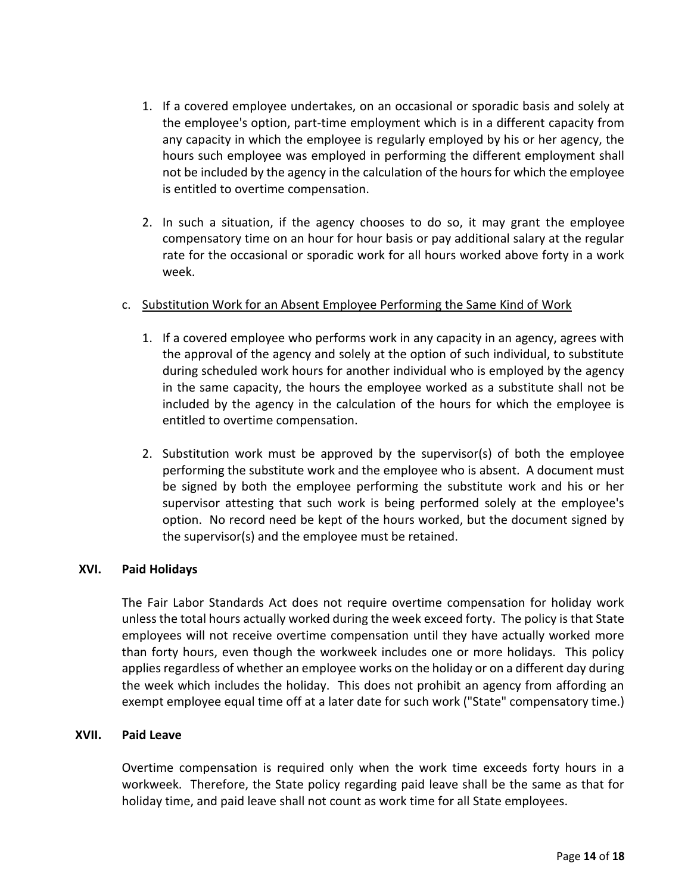1. If a covered employee undertakes, on an occasional or sporadic basis and solely at the employee's option, part-time employment which is in a different capacity from any capacity in which the employee is regularly employed by his or her agency, the hours such employee was employed in performing the different employment shall not be included by the agency in the calculation of the hours for which the employee is entitled to overtime compensation.

2. In such a situation, if the agency chooses to do so, it may grant the employee compensatory time on an hour for hour basis or pay additional salary at the regular rate for the occasional or sporadic work for all hours worked above forty in a work week.

c. <u>Substitution Work for an Absent Employee Performing the Same Kind of Work</u>

1. If a covered employee who performs work in any capacity in an agency, agrees with the approval of the agency and solely at the option of such individual, to substitute during scheduled work hours for another individual who is employed by the agency in the same capacity, the hours the employee worked as a substitute shall not be included by the agency in the calculation of the hours for which the employee is entitled to overtime compensation.

2. Substitution work must be approved by the supervisor(s) of both the employee performing the substitute work and the employee who is absent. A document must be signed by both the employee performing the substitute work and his or her supervisor attesting that such work is being performed solely at the employee's option. No record need be kept of the hours worked, but the document signed by the supervisor(s) and the employee must be retained.

## XVI. Paid Holidays

The Fair Labor Standards Act does not require overtime compensation for holiday work unless the total hours actually worked during the week exceed forty. The policy is that State employees will not receive overtime compensation until they have actually worked more than forty hours, even though the workweek includes one or more holidays. This policy applies regardless of whether an employee works on the holiday or on a different day during the week which includes the holiday. This does not prohibit an agency from affording an exempt employee equal time off at a later date for such work ("State" compensatory time.)

## XVII. Paid Leave

Overtime compensation is required only when the work time exceeds forty hours in a workweek. Therefore, the State policy regarding paid leave shall be the same as that for holiday time, and paid leave shall not count as work time for all State employees.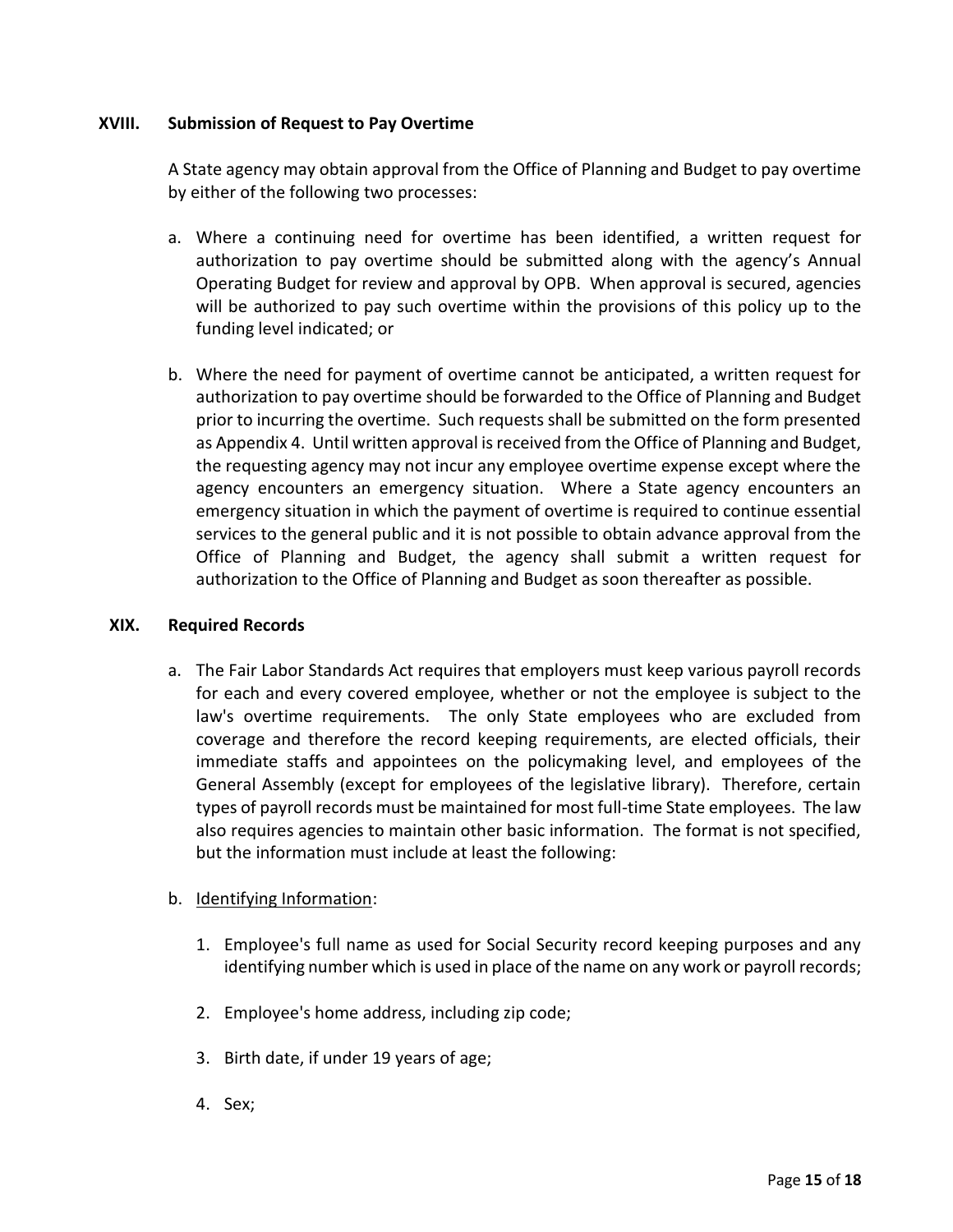## XVIII. Submission of Request to Pay Overtime

A State agency may obtain approval from the Office of Planning and Budget to pay overtime by either of the following two processes:

a. Where a continuing need for overtime has been identified, a written request for authorization to pay overtime should be submitted along with the agency's Annual Operating Budget for review and approval by OPB. When approval is secured, agencies will be authorized to pay such overtime within the provisions of this policy up to the funding level indicated; or

b. Where the need for payment of overtime cannot be anticipated, a written request for authorization to pay overtime should be forwarded to the Office of Planning and Budget prior to incurring the overtime. Such requests shall be submitted on the form presented as Appendix 4. Until written approval is received from the Office of Planning and Budget, the requesting agency may not incur any employee overtime expense except where the agency encounters an emergency situation. Where a State agency encounters an emergency situation in which the payment of overtime is required to continue essential services to the general public and it is not possible to obtain advance approval from the Office of Planning and Budget, the agency shall submit a written request for authorization to the Office of Planning and Budget as soon thereafter as possible.

## XIX. Required Records

a. The Fair Labor Standards Act requires that employers must keep various payroll records for each and every covered employee, whether or not the employee is subject to the law's overtime requirements. The only State employees who are excluded from coverage and therefore the record keeping requirements, are elected officials, their immediate staffs and appointees on the policymaking level, and employees of the General Assembly (except for employees of the legislative library). Therefore, certain types of payroll records must be maintained for most full-time State employees. The law also requires agencies to maintain other basic information. The format is not specified, but the information must include at least the following:

b. Identifying Information:

   1. Employee's full name as used for Social Security record keeping purposes and any identifying number which is used in place of the name on any work or payroll records;

   2. Employee's home address, including zip code;

   3. Birth date, if under 19 years of age;

   4. Sex;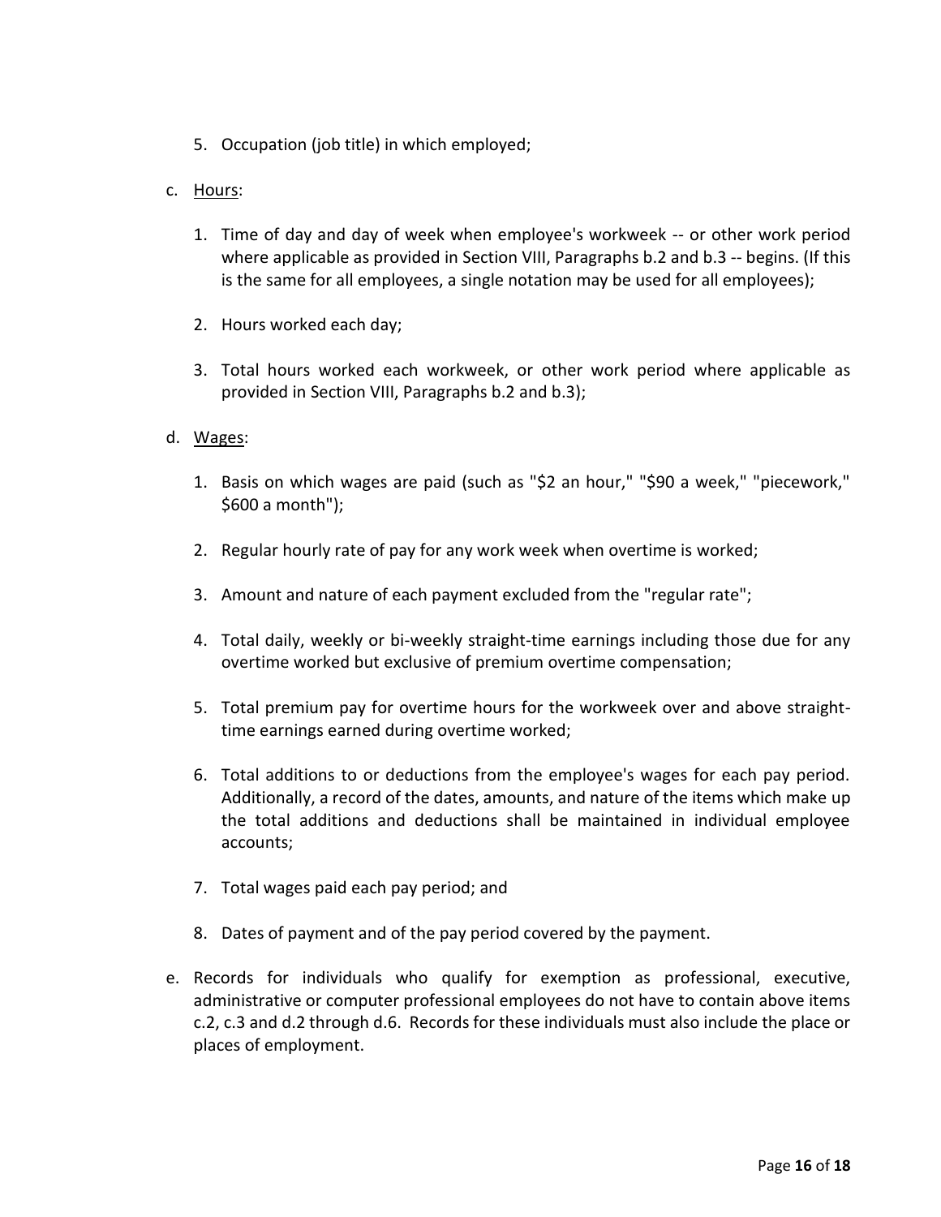5. Occupation (job title) in which employed;

c. <u>Hours</u>:

   1. Time of day and day of week when employee's workweek -- or other work period where applicable as provided in Section VIII, Paragraphs b.2 and b.3 -- begins. (If this is the same for all employees, a single notation may be used for all employees);

   2. Hours worked each day;

   3. Total hours worked each workweek, or other work period where applicable as provided in Section VIII, Paragraphs b.2 and b.3);

d. <u>Wages</u>:

   1. Basis on which wages are paid (such as "$2 an hour," "$90 a week," "piecework," $600 a month");

   2. Regular hourly rate of pay for any work week when overtime is worked;

   3. Amount and nature of each payment excluded from the "regular rate";

   4. Total daily, weekly or bi-weekly straight-time earnings including those due for any overtime worked but exclusive of premium overtime compensation;

   5. Total premium pay for overtime hours for the workweek over and above straight-time earnings earned during overtime worked;

   6. Total additions to or deductions from the employee's wages for each pay period. Additionally, a record of the dates, amounts, and nature of the items which make up the total additions and deductions shall be maintained in individual employee accounts;

   7. Total wages paid each pay period; and

   8. Dates of payment and of the pay period covered by the payment.

e. Records for individuals who qualify for exemption as professional, executive, administrative or computer professional employees do not have to contain above items c.2, c.3 and d.2 through d.6. Records for these individuals must also include the place or places of employment.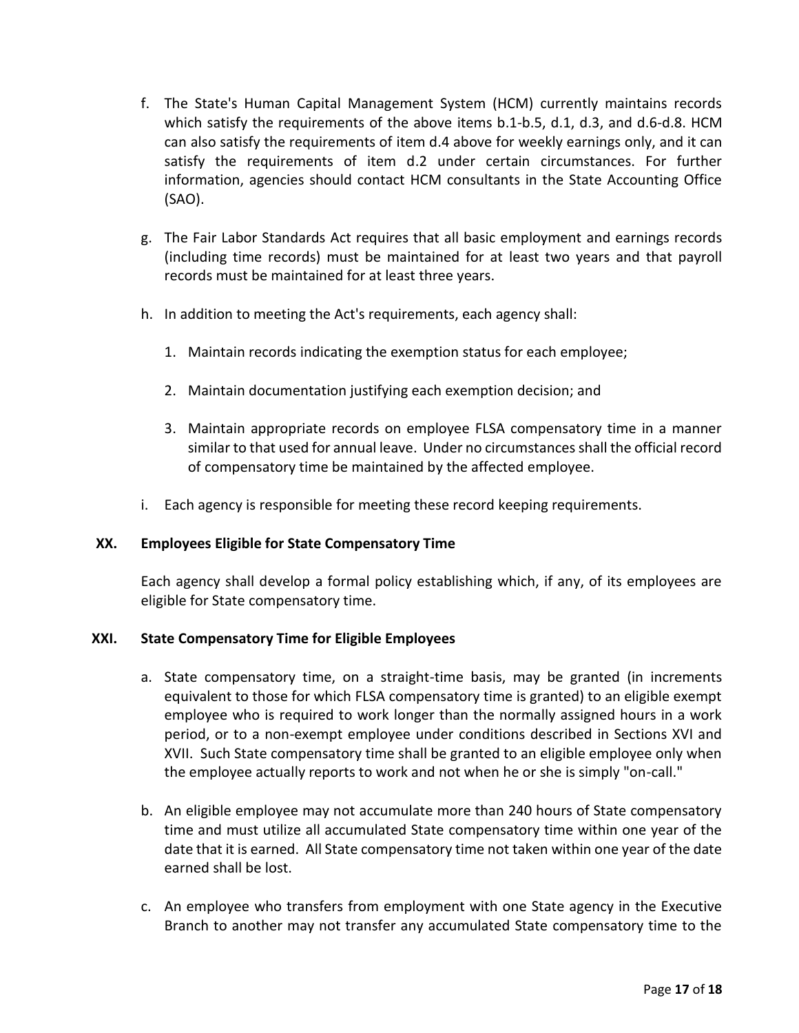f. The State's Human Capital Management System (HCM) currently maintains records which satisfy the requirements of the above items b.1-b.5, d.1, d.3, and d.6-d.8. HCM can also satisfy the requirements of item d.4 above for weekly earnings only, and it can satisfy the requirements of item d.2 under certain circumstances. For further information, agencies should contact HCM consultants in the State Accounting Office (SAO).

g. The Fair Labor Standards Act requires that all basic employment and earnings records (including time records) must be maintained for at least two years and that payroll records must be maintained for at least three years.

h. In addition to meeting the Act's requirements, each agency shall:

   1. Maintain records indicating the exemption status for each employee;

   2. Maintain documentation justifying each exemption decision; and

   3. Maintain appropriate records on employee FLSA compensatory time in a manner similar to that used for annual leave. Under no circumstances shall the official record of compensatory time be maintained by the affected employee.

i. Each agency is responsible for meeting these record keeping requirements.

## XX. Employees Eligible for State Compensatory Time

Each agency shall develop a formal policy establishing which, if any, of its employees are eligible for State compensatory time.

## XXI. State Compensatory Time for Eligible Employees

a. State compensatory time, on a straight-time basis, may be granted (in increments equivalent to those for which FLSA compensatory time is granted) to an eligible exempt employee who is required to work longer than the normally assigned hours in a work period, or to a non-exempt employee under conditions described in Sections XVI and XVII. Such State compensatory time shall be granted to an eligible employee only when the employee actually reports to work and not when he or she is simply "on-call."

b. An eligible employee may not accumulate more than 240 hours of State compensatory time and must utilize all accumulated State compensatory time within one year of the date that it is earned. All State compensatory time not taken within one year of the date earned shall be lost.

c. An employee who transfers from employment with one State agency in the Executive Branch to another may not transfer any accumulated State compensatory time to the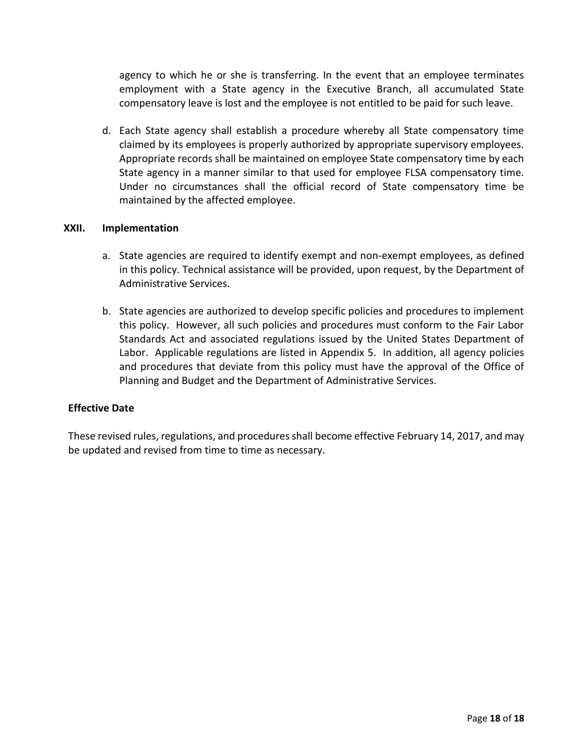agency to which he or she is transferring. In the event that an employee terminates employment with a State agency in the Executive Branch, all accumulated State compensatory leave is lost and the employee is not entitled to be paid for such leave.

d. Each State agency shall establish a procedure whereby all State compensatory time claimed by its employees is properly authorized by appropriate supervisory employees. Appropriate records shall be maintained on employee State compensatory time by each State agency in a manner similar to that used for employee FLSA compensatory time. Under no circumstances shall the official record of State compensatory time be maintained by the affected employee.

## XXII. Implementation

a. State agencies are required to identify exempt and non-exempt employees, as defined in this policy. Technical assistance will be provided, upon request, by the Department of Administrative Services.

b. State agencies are authorized to develop specific policies and procedures to implement this policy. However, all such policies and procedures must conform to the Fair Labor Standards Act and associated regulations issued by the United States Department of Labor. Applicable regulations are listed in Appendix 5. In addition, all agency policies and procedures that deviate from this policy must have the approval of the Office of Planning and Budget and the Department of Administrative Services.

## Effective Date

These revised rules, regulations, and procedures shall become effective February 14, 2017, and may be updated and revised from time to time as necessary.